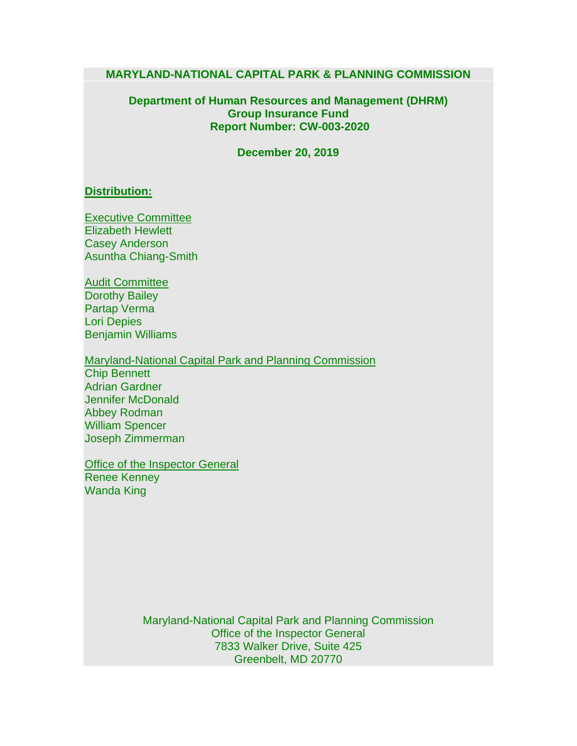# MARYLAND-NATIONAL CAPITAL PARK & PLANNING COMMISSION

## Department of Human Resources and Management (DHRM)
## Group Insurance Fund
## Report Number: CW-003-2020

**December 20, 2019**

**Distribution:**

Executive Committee
Elizabeth Hewlett
Casey Anderson
Asuntha Chiang-Smith

Audit Committee
Dorothy Bailey
Partap Verma
Lori Depies
Benjamin Williams

Maryland-National Capital Park and Planning Commission
Chip Bennett
Adrian Gardner
Jennifer McDonald
Abbey Rodman
William Spencer
Joseph Zimmerman

Office of the Inspector General
Renee Kenney
Wanda King

Maryland-National Capital Park and Planning Commission
Office of the Inspector General
7833 Walker Drive, Suite 425
Greenbelt, MD 20770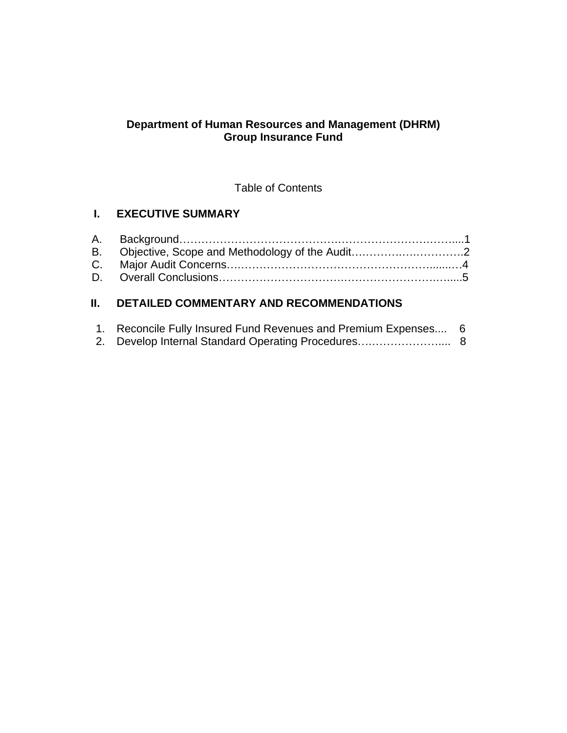**Department of Human Resources and Management (DHRM)**
**Group Insurance Fund**

Table of Contents

## I. EXECUTIVE SUMMARY

A. Background……………………………………….…………………….……....1
B. Objective, Scope and Methodology of the Audit….……….….……………2
C. Major Audit Concerns….……………………………………………......…4
D. Overall Conclusions…………………………….…………………….….....5

## II. DETAILED COMMENTARY AND RECOMMENDATIONS

1. Reconcile Fully Insured Fund Revenues and Premium Expenses.... 6
2. Develop Internal Standard Operating Procedures….………………..... 8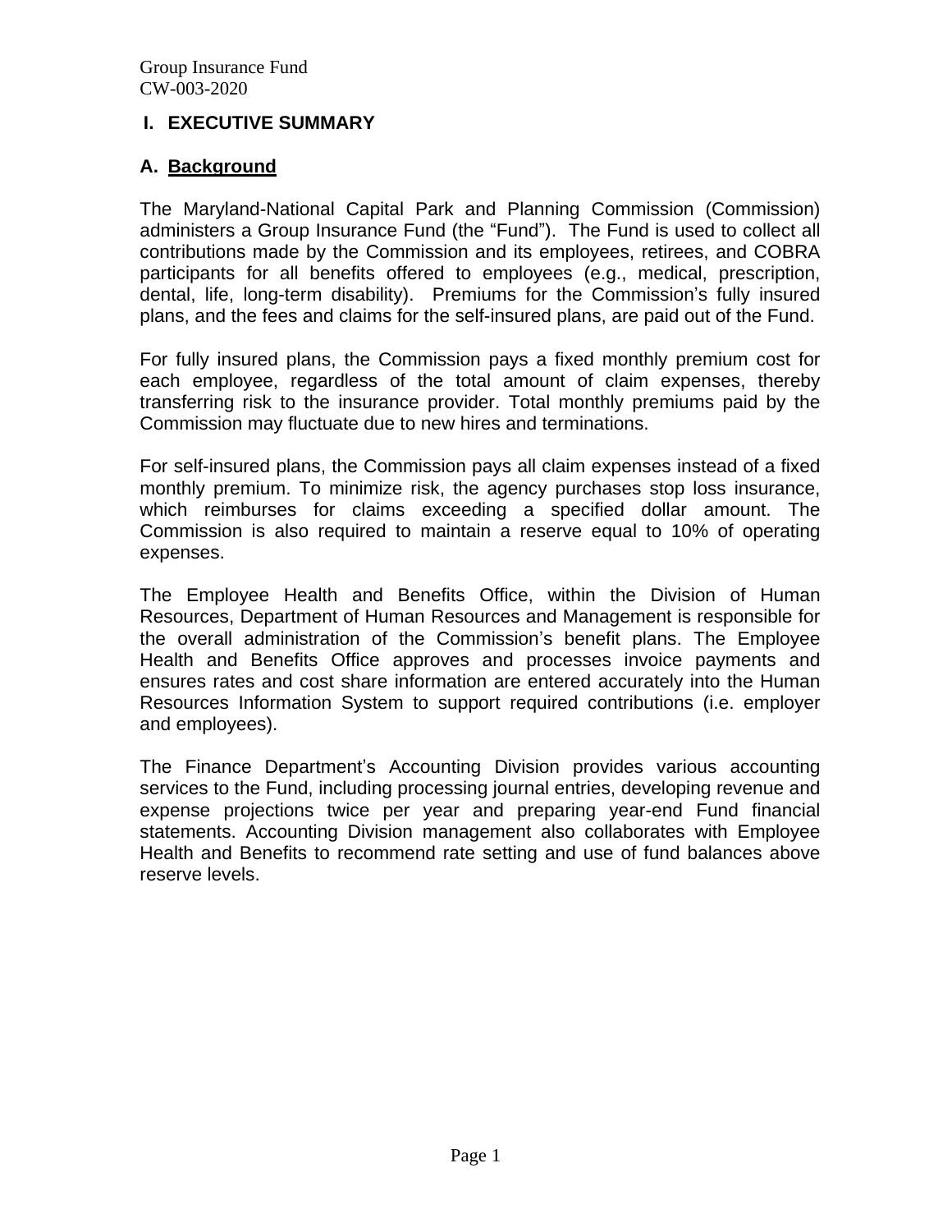## I. EXECUTIVE SUMMARY

### A. Background

The Maryland-National Capital Park and Planning Commission (Commission) administers a Group Insurance Fund (the "Fund"). The Fund is used to collect all contributions made by the Commission and its employees, retirees, and COBRA participants for all benefits offered to employees (e.g., medical, prescription, dental, life, long-term disability). Premiums for the Commission's fully insured plans, and the fees and claims for the self-insured plans, are paid out of the Fund.

For fully insured plans, the Commission pays a fixed monthly premium cost for each employee, regardless of the total amount of claim expenses, thereby transferring risk to the insurance provider. Total monthly premiums paid by the Commission may fluctuate due to new hires and terminations.

For self-insured plans, the Commission pays all claim expenses instead of a fixed monthly premium. To minimize risk, the agency purchases stop loss insurance, which reimburses for claims exceeding a specified dollar amount. The Commission is also required to maintain a reserve equal to 10% of operating expenses.

The Employee Health and Benefits Office, within the Division of Human Resources, Department of Human Resources and Management is responsible for the overall administration of the Commission's benefit plans. The Employee Health and Benefits Office approves and processes invoice payments and ensures rates and cost share information are entered accurately into the Human Resources Information System to support required contributions (i.e. employer and employees).

The Finance Department's Accounting Division provides various accounting services to the Fund, including processing journal entries, developing revenue and expense projections twice per year and preparing year-end Fund financial statements. Accounting Division management also collaborates with Employee Health and Benefits to recommend rate setting and use of fund balances above reserve levels.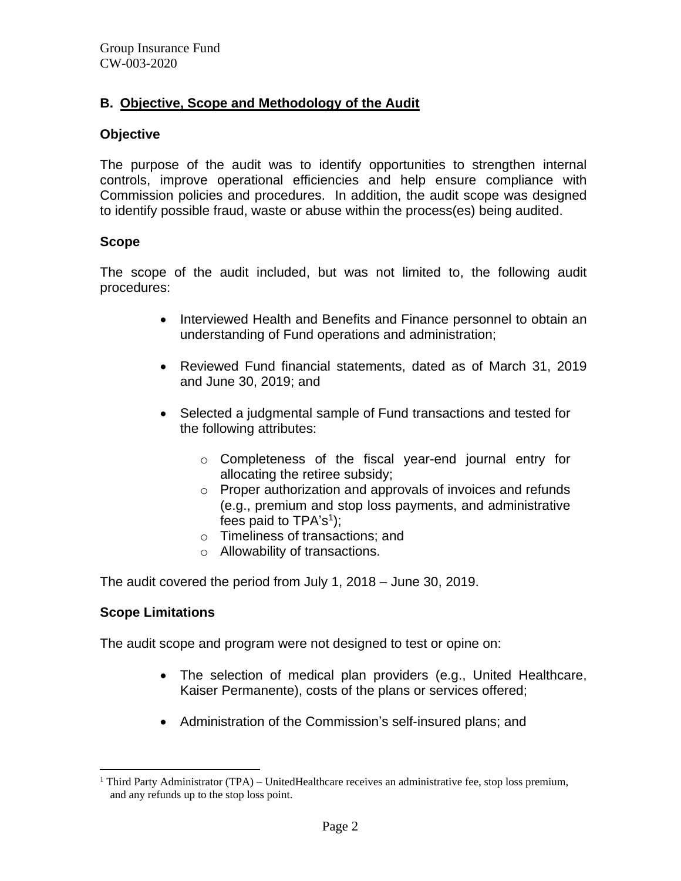## B. Objective, Scope and Methodology of the Audit

### Objective

The purpose of the audit was to identify opportunities to strengthen internal controls, improve operational efficiencies and help ensure compliance with Commission policies and procedures. In addition, the audit scope was designed to identify possible fraud, waste or abuse within the process(es) being audited.

### Scope

The scope of the audit included, but was not limited to, the following audit procedures:

- Interviewed Health and Benefits and Finance personnel to obtain an understanding of Fund operations and administration;
- Reviewed Fund financial statements, dated as of March 31, 2019 and June 30, 2019; and
- Selected a judgmental sample of Fund transactions and tested for the following attributes:
  - Completeness of the fiscal year-end journal entry for allocating the retiree subsidy;
  - Proper authorization and approvals of invoices and refunds (e.g., premium and stop loss payments, and administrative fees paid to TPA's[1]);
  - Timeliness of transactions; and
  - Allowability of transactions.

The audit covered the period from July 1, 2018 – June 30, 2019.

### Scope Limitations

The audit scope and program were not designed to test or opine on:

- The selection of medical plan providers (e.g., United Healthcare, Kaiser Permanente), costs of the plans or services offered;
- Administration of the Commission's self-insured plans; and

[1] Third Party Administrator (TPA) – UnitedHealthcare receives an administrative fee, stop loss premium, and any refunds up to the stop loss point.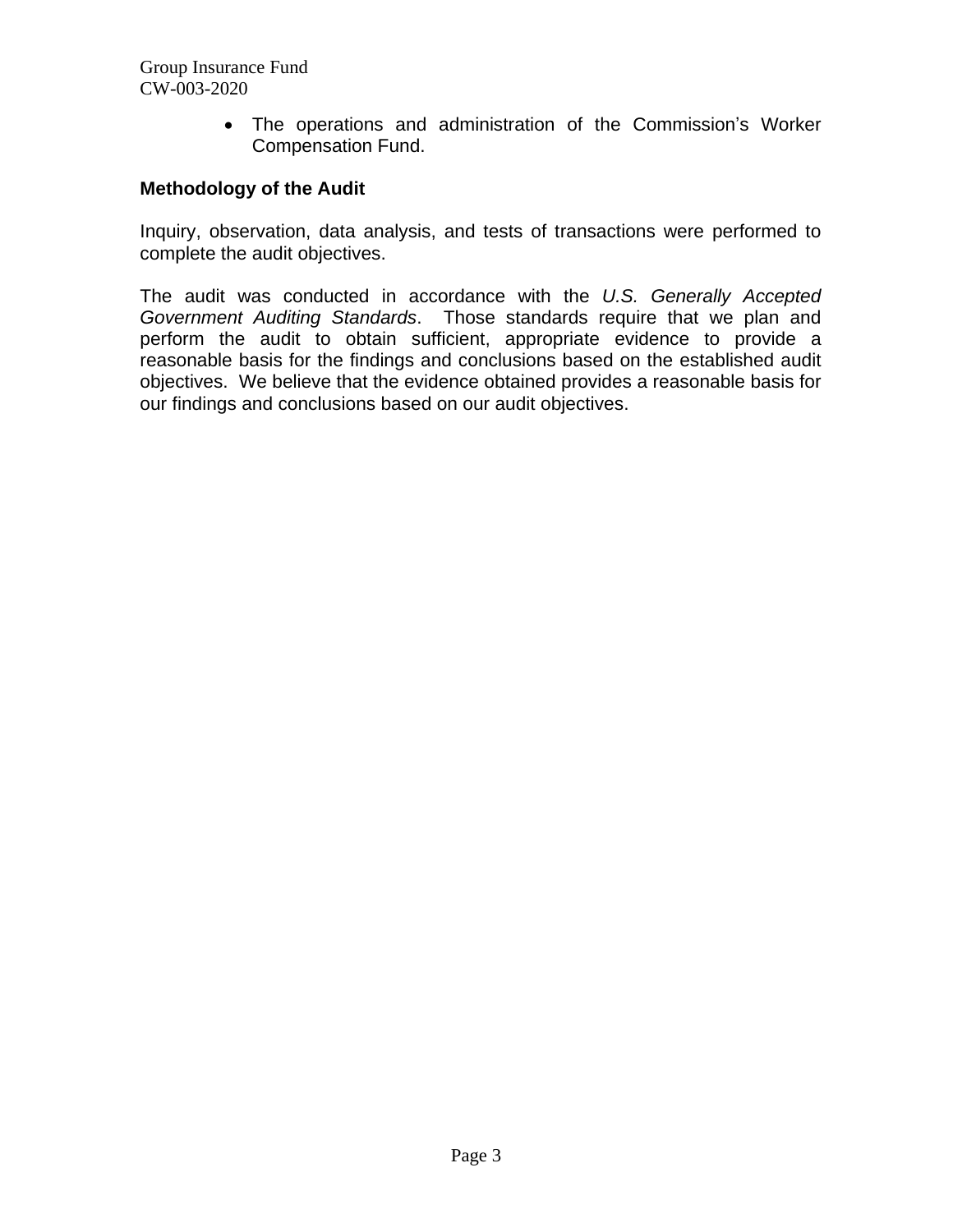- The operations and administration of the Commission's Worker Compensation Fund.

**Methodology of the Audit**

Inquiry, observation, data analysis, and tests of transactions were performed to complete the audit objectives.

The audit was conducted in accordance with the *U.S. Generally Accepted Government Auditing Standards*. Those standards require that we plan and perform the audit to obtain sufficient, appropriate evidence to provide a reasonable basis for the findings and conclusions based on the established audit objectives. We believe that the evidence obtained provides a reasonable basis for our findings and conclusions based on our audit objectives.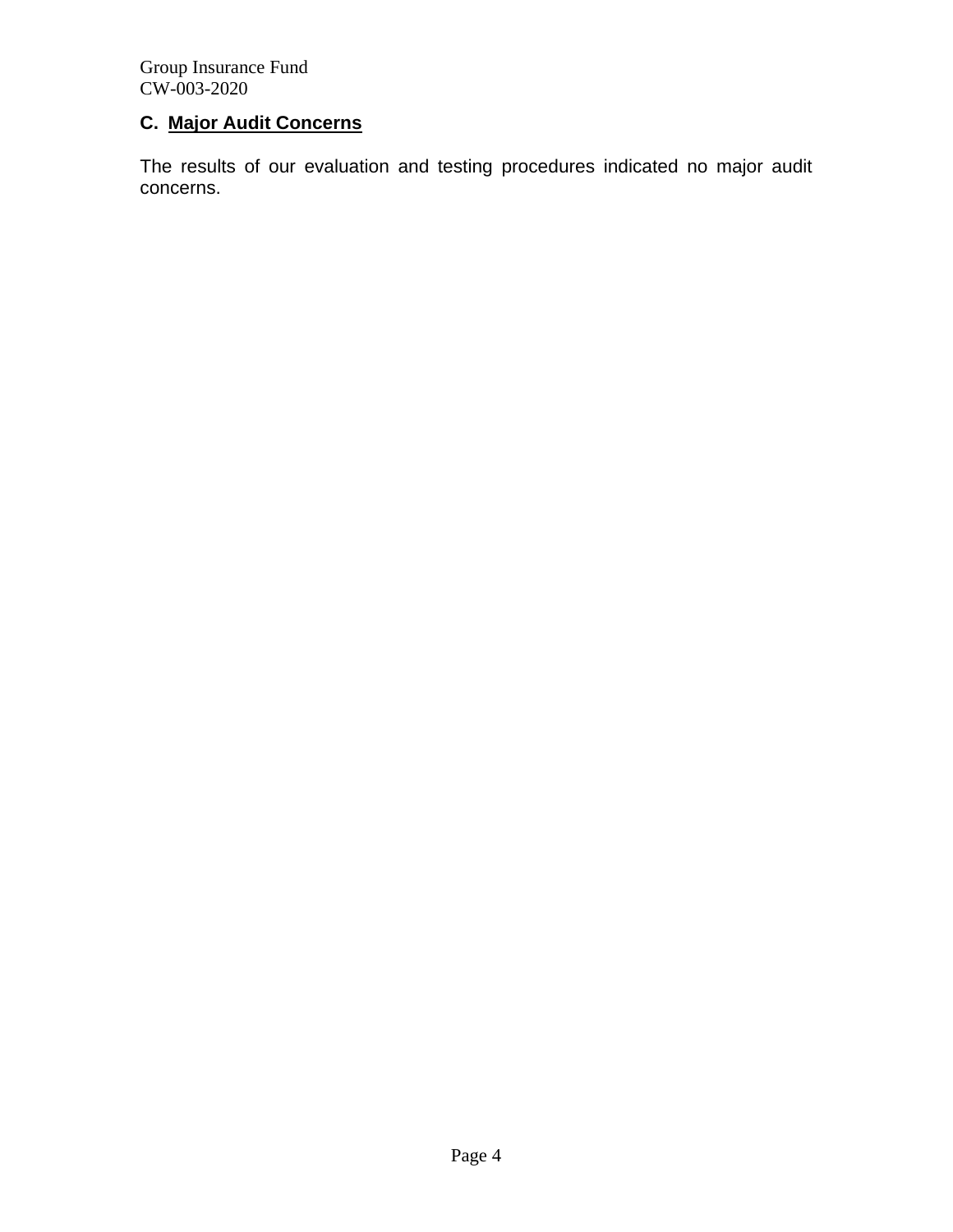## C. Major Audit Concerns

The results of our evaluation and testing procedures indicated no major audit concerns.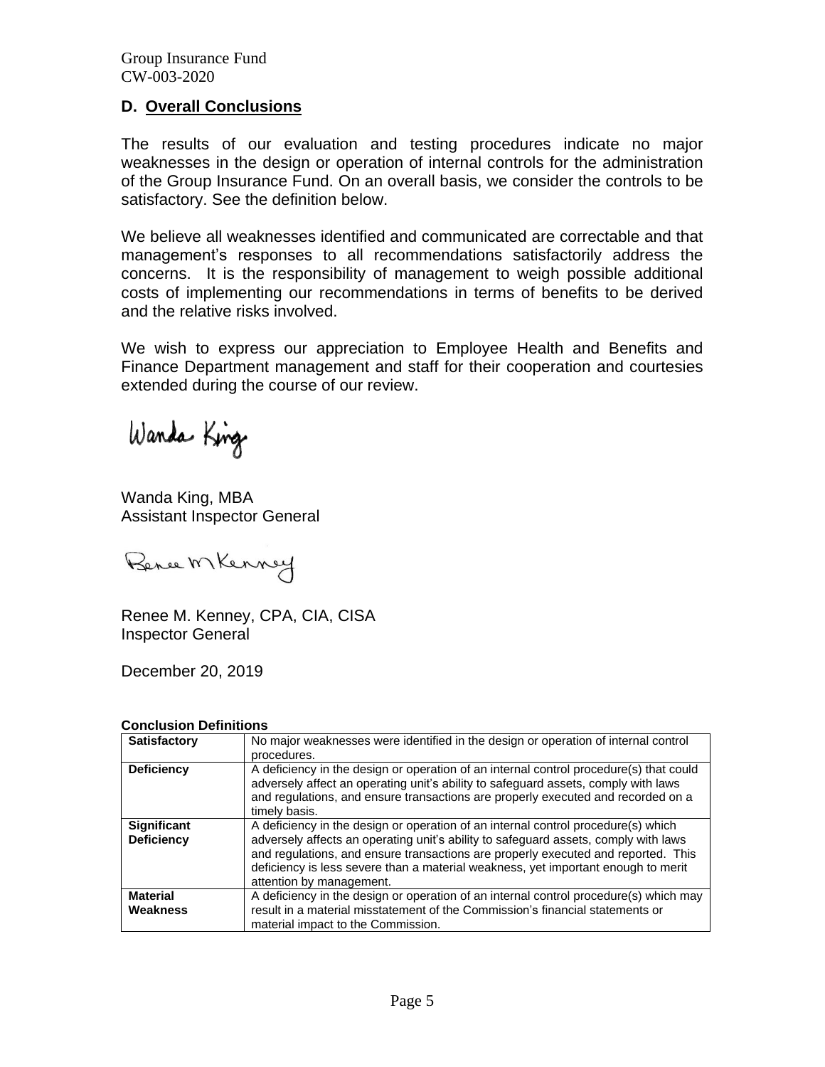## D. Overall Conclusions

The results of our evaluation and testing procedures indicate no major weaknesses in the design or operation of internal controls for the administration of the Group Insurance Fund. On an overall basis, we consider the controls to be satisfactory. See the definition below.

We believe all weaknesses identified and communicated are correctable and that management's responses to all recommendations satisfactorily address the concerns. It is the responsibility of management to weigh possible additional costs of implementing our recommendations in terms of benefits to be derived and the relative risks involved.

We wish to express our appreciation to Employee Health and Benefits and Finance Department management and staff for their cooperation and courtesies extended during the course of our review.

Wanda King

Wanda King, MBA
Assistant Inspector General

Renee M Kenney

Renee M. Kenney, CPA, CIA, CISA
Inspector General

December 20, 2019

**Conclusion Definitions**

| | |
|---|---|
| **Satisfactory** | No major weaknesses were identified in the design or operation of internal control procedures. |
| **Deficiency** | A deficiency in the design or operation of an internal control procedure(s) that could adversely affect an operating unit's ability to safeguard assets, comply with laws and regulations, and ensure transactions are properly executed and recorded on a timely basis. |
| **Significant Deficiency** | A deficiency in the design or operation of an internal control procedure(s) which adversely affects an operating unit's ability to safeguard assets, comply with laws and regulations, and ensure transactions are properly executed and reported. This deficiency is less severe than a material weakness, yet important enough to merit attention by management. |
| **Material Weakness** | A deficiency in the design or operation of an internal control procedure(s) which may result in a material misstatement of the Commission's financial statements or material impact to the Commission. |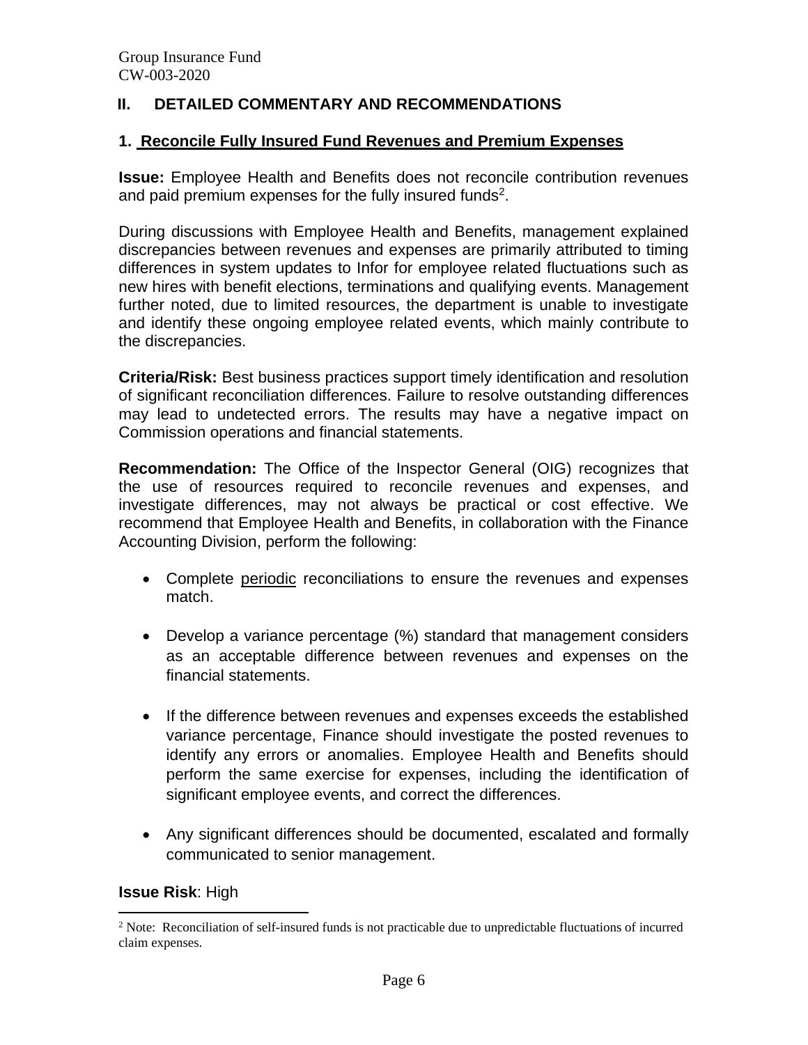## II. DETAILED COMMENTARY AND RECOMMENDATIONS

### 1. Reconcile Fully Insured Fund Revenues and Premium Expenses

**Issue:** Employee Health and Benefits does not reconcile contribution revenues and paid premium expenses for the fully insured funds[2].

During discussions with Employee Health and Benefits, management explained discrepancies between revenues and expenses are primarily attributed to timing differences in system updates to Infor for employee related fluctuations such as new hires with benefit elections, terminations and qualifying events. Management further noted, due to limited resources, the department is unable to investigate and identify these ongoing employee related events, which mainly contribute to the discrepancies.

**Criteria/Risk:** Best business practices support timely identification and resolution of significant reconciliation differences. Failure to resolve outstanding differences may lead to undetected errors. The results may have a negative impact on Commission operations and financial statements.

**Recommendation:** The Office of the Inspector General (OIG) recognizes that the use of resources required to reconcile revenues and expenses, and investigate differences, may not always be practical or cost effective. We recommend that Employee Health and Benefits, in collaboration with the Finance Accounting Division, perform the following:

- Complete <u>periodic</u> reconciliations to ensure the revenues and expenses match.
- Develop a variance percentage (%) standard that management considers as an acceptable difference between revenues and expenses on the financial statements.
- If the difference between revenues and expenses exceeds the established variance percentage, Finance should investigate the posted revenues to identify any errors or anomalies. Employee Health and Benefits should perform the same exercise for expenses, including the identification of significant employee events, and correct the differences.
- Any significant differences should be documented, escalated and formally communicated to senior management.

**Issue Risk**: High

---

[2] Note: Reconciliation of self-insured funds is not practicable due to unpredictable fluctuations of incurred claim expenses.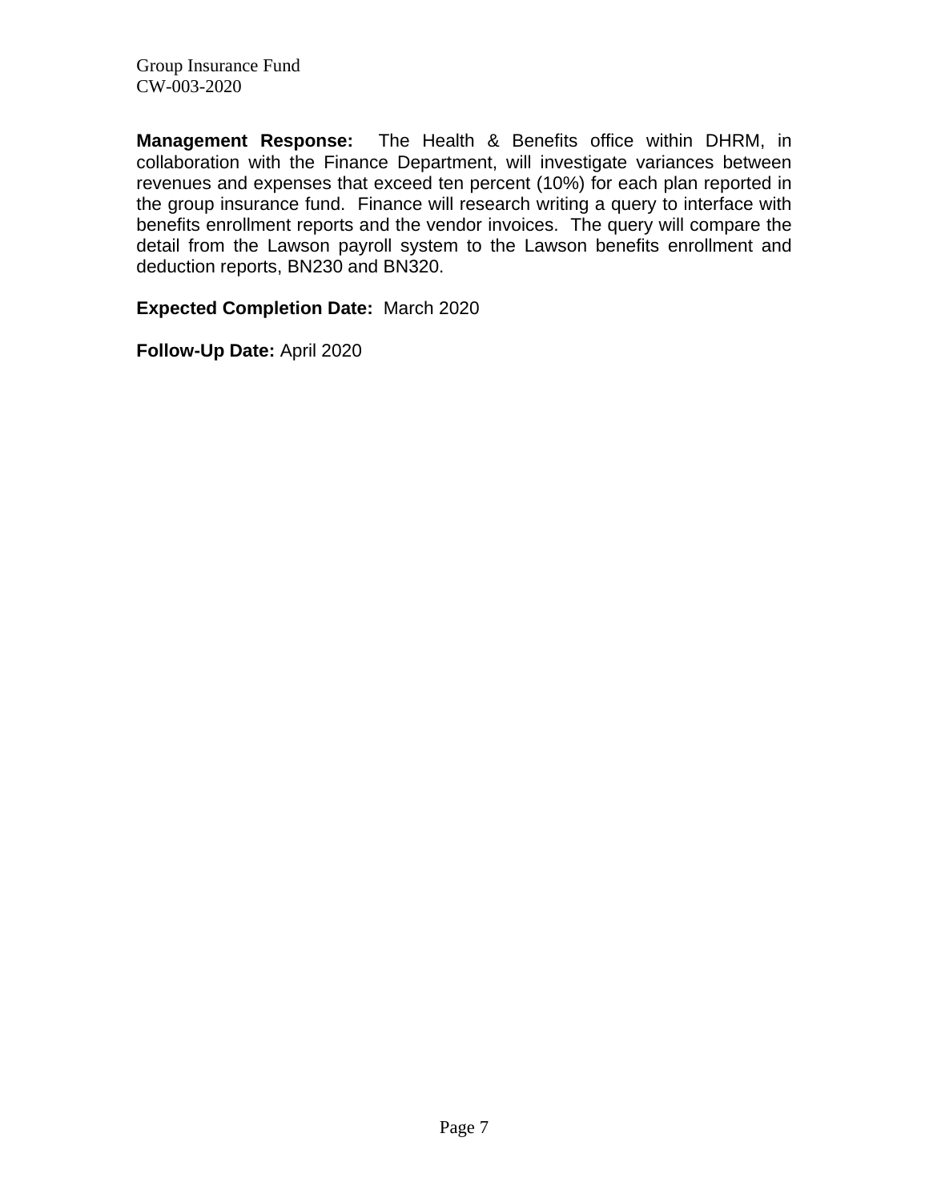**Management Response:** The Health & Benefits office within DHRM, in collaboration with the Finance Department, will investigate variances between revenues and expenses that exceed ten percent (10%) for each plan reported in the group insurance fund. Finance will research writing a query to interface with benefits enrollment reports and the vendor invoices. The query will compare the detail from the Lawson payroll system to the Lawson benefits enrollment and deduction reports, BN230 and BN320.

**Expected Completion Date:** March 2020

**Follow-Up Date:** April 2020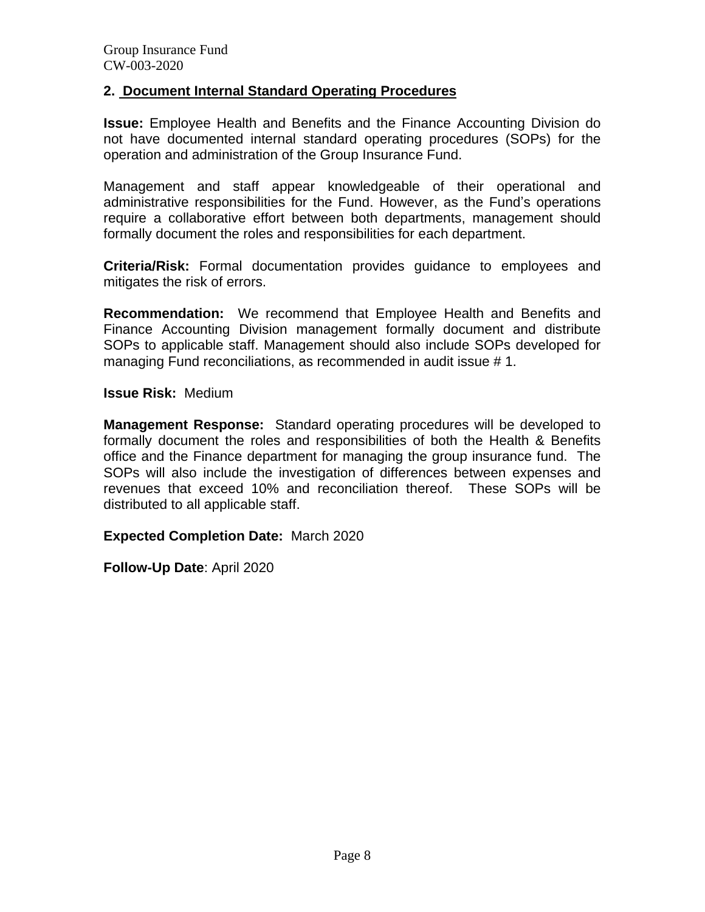## 2. Document Internal Standard Operating Procedures

**Issue:** Employee Health and Benefits and the Finance Accounting Division do not have documented internal standard operating procedures (SOPs) for the operation and administration of the Group Insurance Fund.

Management and staff appear knowledgeable of their operational and administrative responsibilities for the Fund. However, as the Fund's operations require a collaborative effort between both departments, management should formally document the roles and responsibilities for each department.

**Criteria/Risk:** Formal documentation provides guidance to employees and mitigates the risk of errors.

**Recommendation:** We recommend that Employee Health and Benefits and Finance Accounting Division management formally document and distribute SOPs to applicable staff. Management should also include SOPs developed for managing Fund reconciliations, as recommended in audit issue # 1.

**Issue Risk:** Medium

**Management Response:** Standard operating procedures will be developed to formally document the roles and responsibilities of both the Health & Benefits office and the Finance department for managing the group insurance fund. The SOPs will also include the investigation of differences between expenses and revenues that exceed 10% and reconciliation thereof. These SOPs will be distributed to all applicable staff.

**Expected Completion Date:** March 2020

**Follow-Up Date**: April 2020